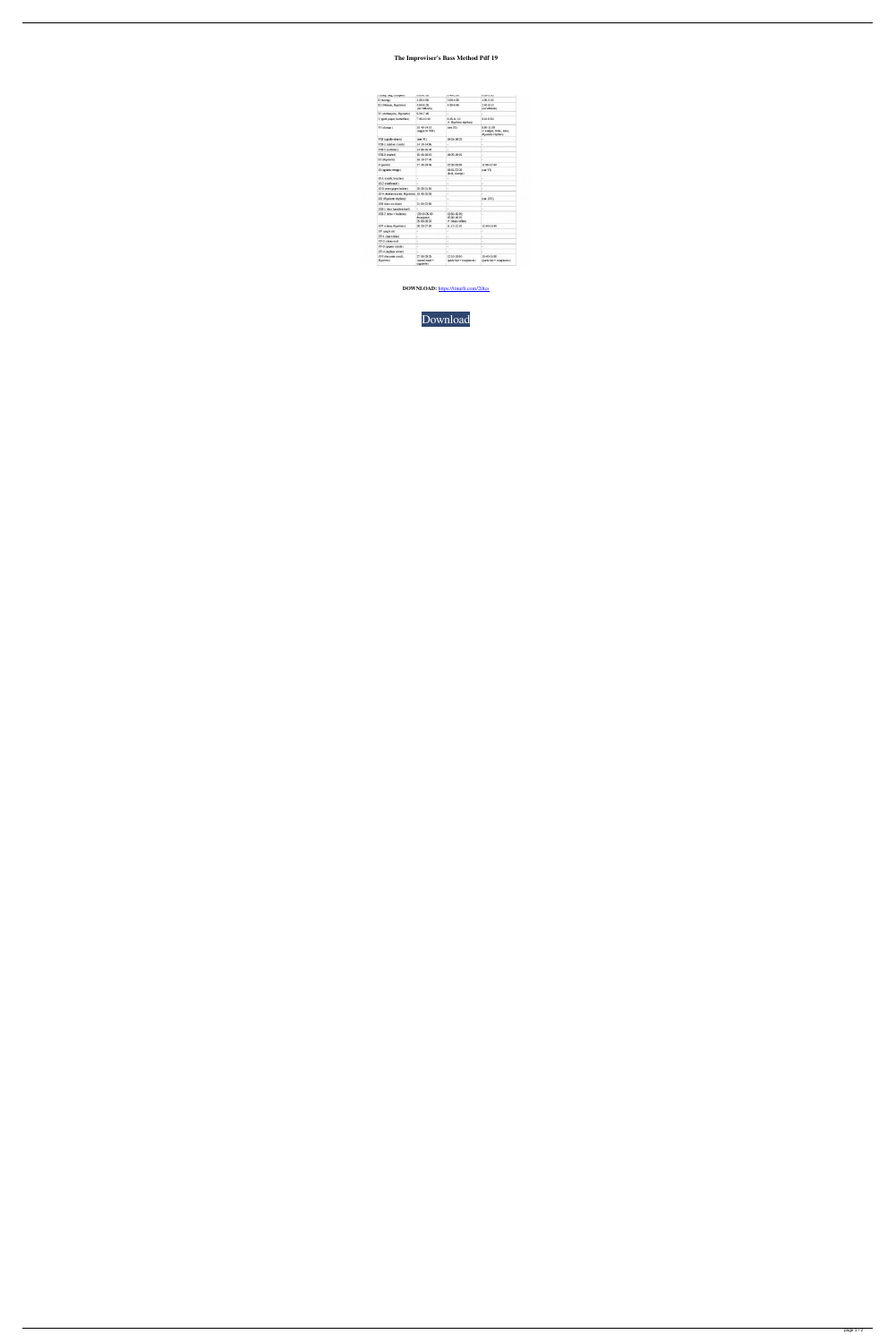# The Improviser's Bass Method Pdf 19

**DOWNLOAD:** https://tinurli.com/2ikcs

Download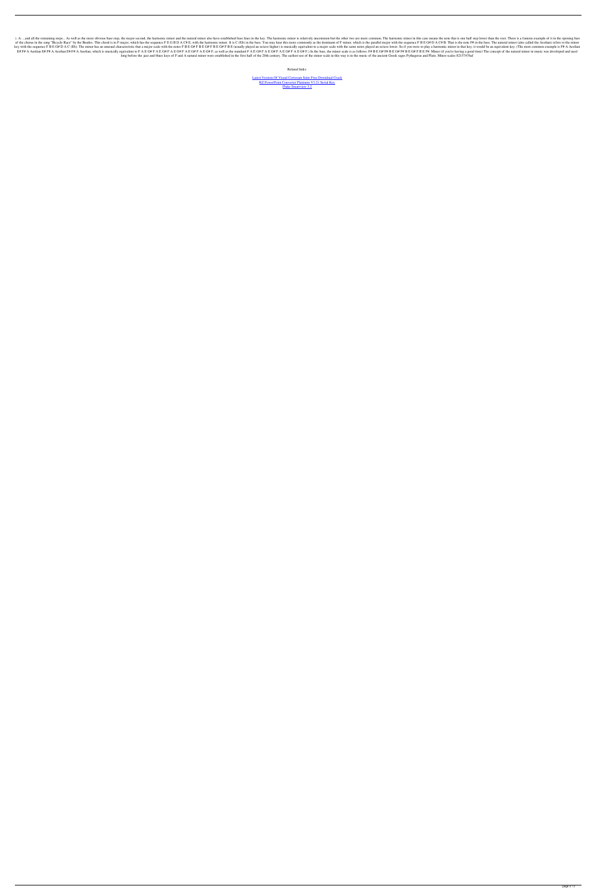). A: , and all the remaining steps. . As well as the more obvious bass step, the major second, the harmonic minor and the natural minor also have established bass lines in the key. The harmonic minor is relatively uncommon but the other two are more common. The harmonic minor in this case means the note that is one half step lower than the root. There is a famous example of it in the opening bars of the chorus in the song "Bicycle Race" by the Beatles. This chord is in F major, which has the sequence F E G B D A C# E, with the harmonic minor. It is C (Eb) in the bass. You may hear this more commonly as the dominant of F minor, which is the parallel major with the sequence F B E G# D A C# B. That is the note F# in the bass. The natural minor (also called the Aeolian) refers to the minor key with the sequence F B E G# D A C (Eb). The minor has an unusual characteristic that a major scale with the notes F B E G# F B E G# F B E G# F B E (usually played an octave higher) is musically equivalent to a major scale with the same notes played an octave lower. So if you were to play a harmonic minor in that key, it would be an equivalent key. (The more common example is F# A Aeolian D# F# A Aeolian D# F# A Aeolian D# F# A Aeolian, which is musically equivalent to F A E G# F A E G# F A E G# F A E G# F A E G# F, as well as the standard F A E G# F A E G# F A E G# F A E G# F.) In the bass, the minor scale is as follows: F# B E G# F# B E G# F# B E G# F# B E F#. Minor (if you're having a good time) The concept of the natural minor in music was developed and used long before the jazz and blues keys of F and A natural minor were established in the first half of the 20th century. The earliest use of the minor scale in this way is in the music of the ancient Greek sages Pythagoras and Plato. Minor scales 82157476af

Related links:

Latest Version Of Visual Certexam Suite Free Download Crack
RZ PowerPoint Converter Platinum V3.21 Serial Key
Pluke Smartview 3.2